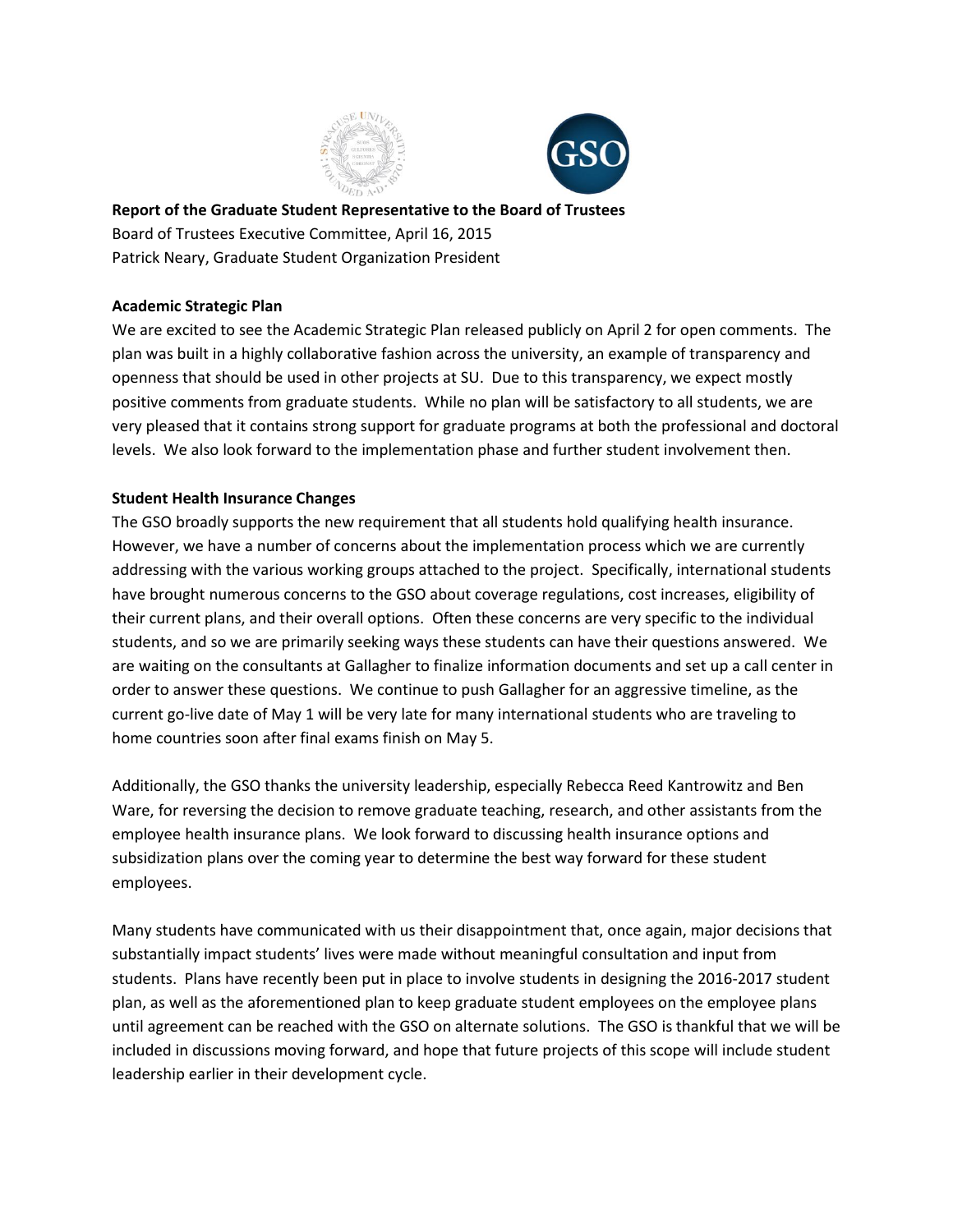**Report of the Graduate Student Representative to the Board of Trustees**
Board of Trustees Executive Committee, April 16, 2015
Patrick Neary, Graduate Student Organization President

**Academic Strategic Plan**

We are excited to see the Academic Strategic Plan released publicly on April 2 for open comments. The plan was built in a highly collaborative fashion across the university, an example of transparency and openness that should be used in other projects at SU. Due to this transparency, we expect mostly positive comments from graduate students. While no plan will be satisfactory to all students, we are very pleased that it contains strong support for graduate programs at both the professional and doctoral levels. We also look forward to the implementation phase and further student involvement then.

**Student Health Insurance Changes**

The GSO broadly supports the new requirement that all students hold qualifying health insurance. However, we have a number of concerns about the implementation process which we are currently addressing with the various working groups attached to the project. Specifically, international students have brought numerous concerns to the GSO about coverage regulations, cost increases, eligibility of their current plans, and their overall options. Often these concerns are very specific to the individual students, and so we are primarily seeking ways these students can have their questions answered. We are waiting on the consultants at Gallagher to finalize information documents and set up a call center in order to answer these questions. We continue to push Gallagher for an aggressive timeline, as the current go-live date of May 1 will be very late for many international students who are traveling to home countries soon after final exams finish on May 5.

Additionally, the GSO thanks the university leadership, especially Rebecca Reed Kantrowitz and Ben Ware, for reversing the decision to remove graduate teaching, research, and other assistants from the employee health insurance plans. We look forward to discussing health insurance options and subsidization plans over the coming year to determine the best way forward for these student employees.

Many students have communicated with us their disappointment that, once again, major decisions that substantially impact students' lives were made without meaningful consultation and input from students. Plans have recently been put in place to involve students in designing the 2016-2017 student plan, as well as the aforementioned plan to keep graduate student employees on the employee plans until agreement can be reached with the GSO on alternate solutions. The GSO is thankful that we will be included in discussions moving forward, and hope that future projects of this scope will include student leadership earlier in their development cycle.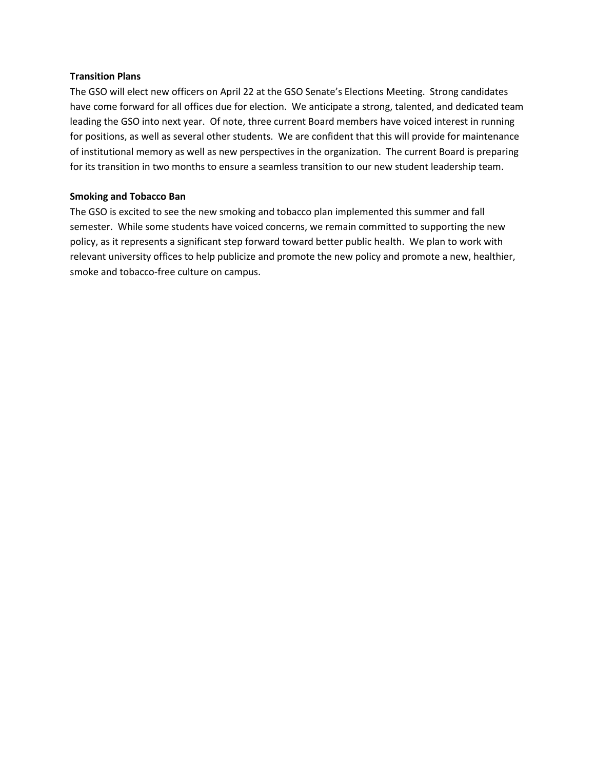**Transition Plans**

The GSO will elect new officers on April 22 at the GSO Senate's Elections Meeting. Strong candidates have come forward for all offices due for election. We anticipate a strong, talented, and dedicated team leading the GSO into next year. Of note, three current Board members have voiced interest in running for positions, as well as several other students. We are confident that this will provide for maintenance of institutional memory as well as new perspectives in the organization. The current Board is preparing for its transition in two months to ensure a seamless transition to our new student leadership team.

**Smoking and Tobacco Ban**

The GSO is excited to see the new smoking and tobacco plan implemented this summer and fall semester. While some students have voiced concerns, we remain committed to supporting the new policy, as it represents a significant step forward toward better public health. We plan to work with relevant university offices to help publicize and promote the new policy and promote a new, healthier, smoke and tobacco-free culture on campus.